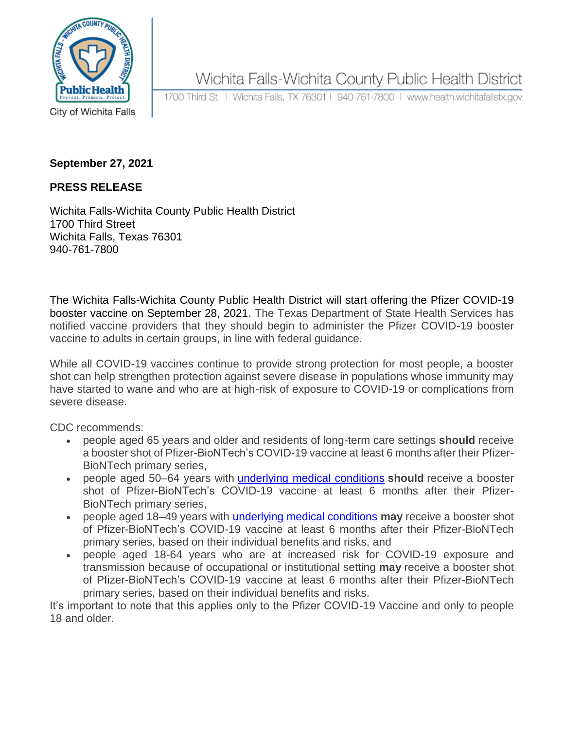Wichita Falls-Wichita County Public Health District

1700 Third St. | Wichita Falls, TX 76301 | 940-761-7800 | www.health.wichitafallstx.gov

City of Wichita Falls

**September 27, 2021**

**PRESS RELEASE**

Wichita Falls-Wichita County Public Health District
1700 Third Street
Wichita Falls, Texas 76301
940-761-7800

The Wichita Falls-Wichita County Public Health District will start offering the Pfizer COVID-19 booster vaccine on September 28, 2021. The Texas Department of State Health Services has notified vaccine providers that they should begin to administer the Pfizer COVID-19 booster vaccine to adults in certain groups, in line with federal guidance.

While all COVID-19 vaccines continue to provide strong protection for most people, a booster shot can help strengthen protection against severe disease in populations whose immunity may have started to wane and who are at high-risk of exposure to COVID-19 or complications from severe disease.

CDC recommends:

- people aged 65 years and older and residents of long-term care settings **should** receive a booster shot of Pfizer-BioNTech's COVID-19 vaccine at least 6 months after their Pfizer-BioNTech primary series,
- people aged 50–64 years with underlying medical conditions **should** receive a booster shot of Pfizer-BioNTech's COVID-19 vaccine at least 6 months after their Pfizer-BioNTech primary series,
- people aged 18–49 years with underlying medical conditions **may** receive a booster shot of Pfizer-BioNTech's COVID-19 vaccine at least 6 months after their Pfizer-BioNTech primary series, based on their individual benefits and risks, and
- people aged 18-64 years who are at increased risk for COVID-19 exposure and transmission because of occupational or institutional setting **may** receive a booster shot of Pfizer-BioNTech's COVID-19 vaccine at least 6 months after their Pfizer-BioNTech primary series, based on their individual benefits and risks.

It's important to note that this applies only to the Pfizer COVID-19 Vaccine and only to people 18 and older.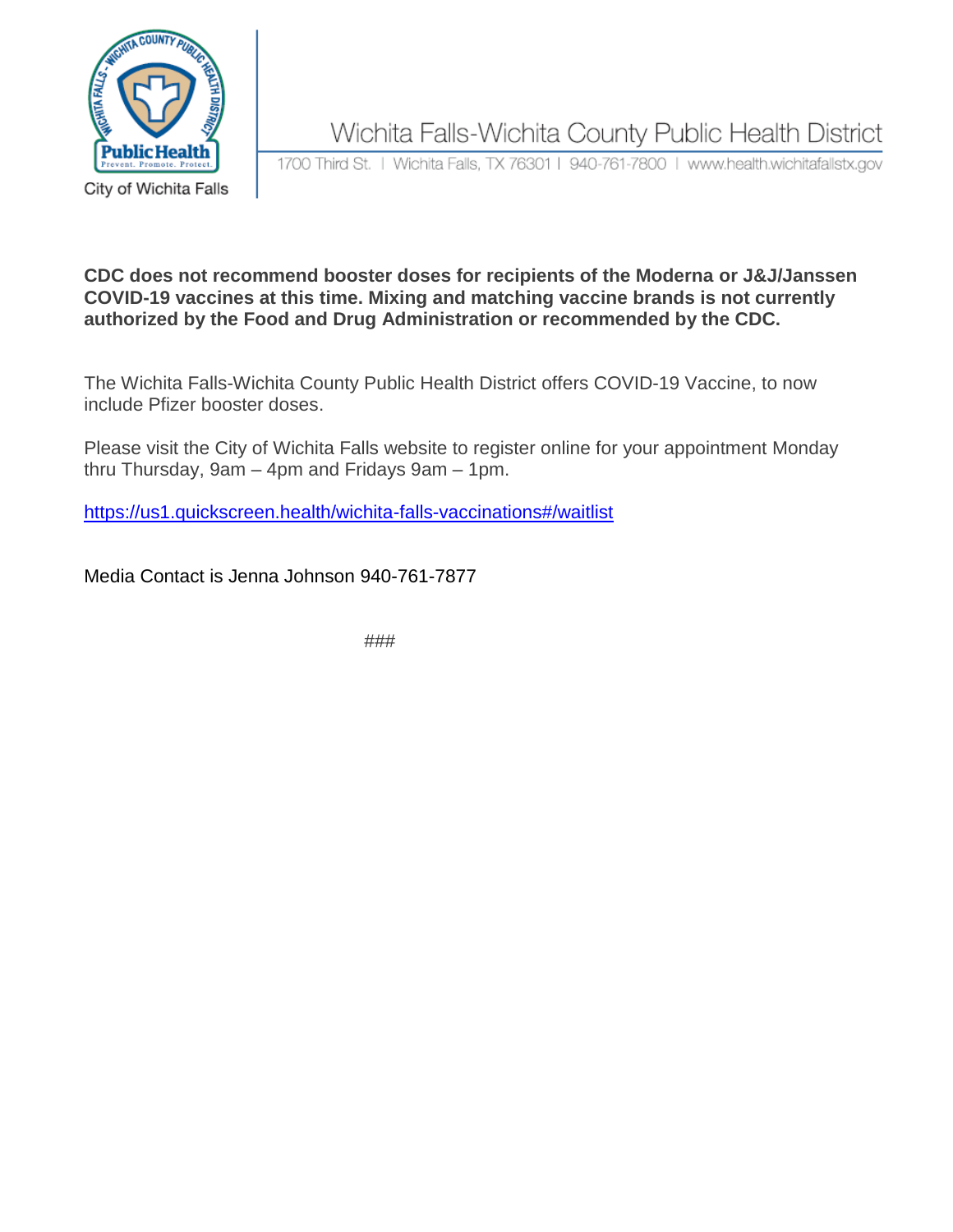Wichita Falls-Wichita County Public Health District

1700 Third St. | Wichita Falls, TX 76301 | 940-761-7800 | www.health.wichitafallstx.gov

City of Wichita Falls

**CDC does not recommend booster doses for recipients of the Moderna or J&J/Janssen COVID-19 vaccines at this time. Mixing and matching vaccine brands is not currently authorized by the Food and Drug Administration or recommended by the CDC.**

The Wichita Falls-Wichita County Public Health District offers COVID-19 Vaccine, to now include Pfizer booster doses.

Please visit the City of Wichita Falls website to register online for your appointment Monday thru Thursday, 9am – 4pm and Fridays 9am – 1pm.

https://us1.quickscreen.health/wichita-falls-vaccinations#/waitlist

Media Contact is Jenna Johnson 940-761-7877

###